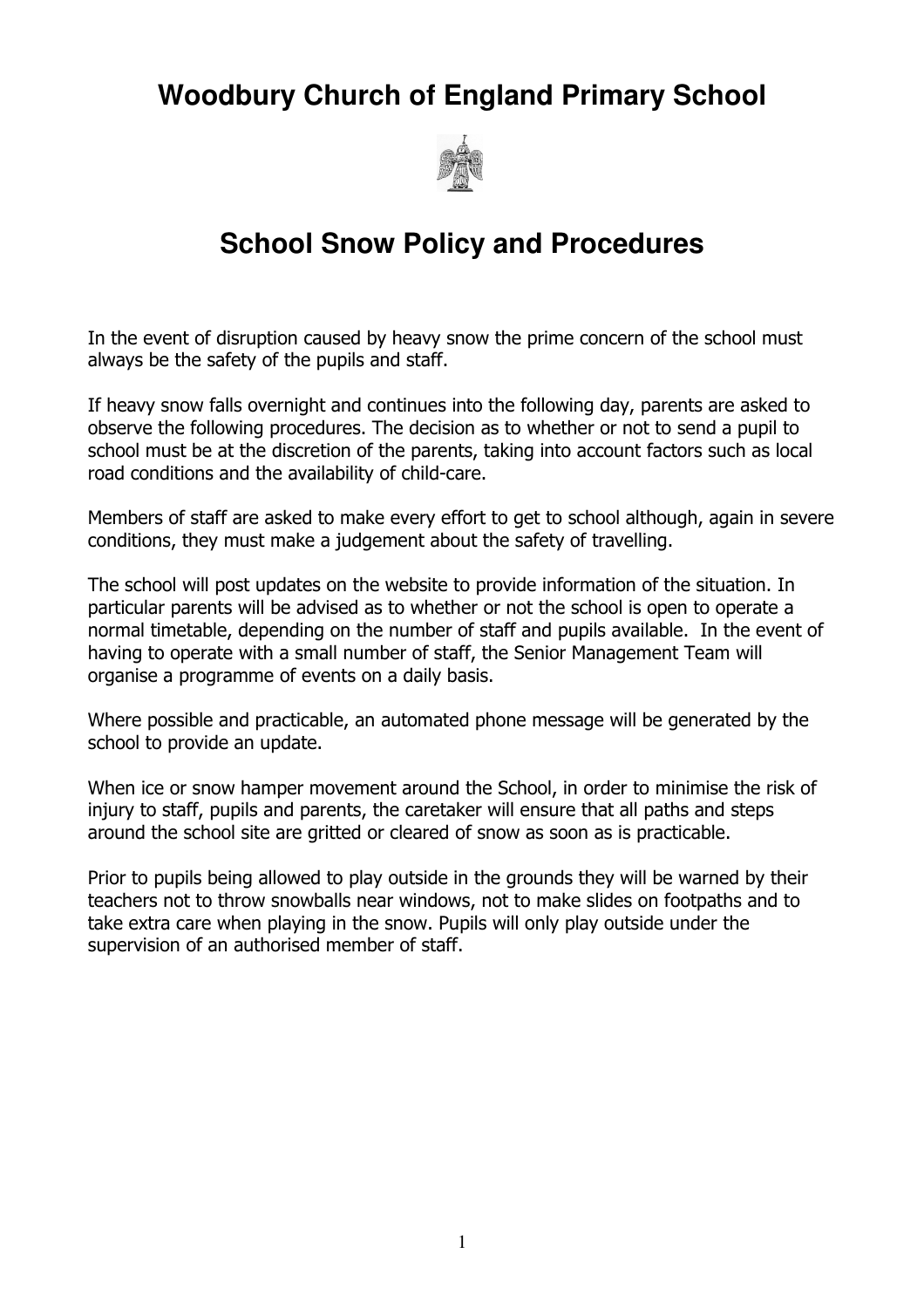# Woodbury Church of England Primary School

## School Snow Policy and Procedures

In the event of disruption caused by heavy snow the prime concern of the school must always be the safety of the pupils and staff.

If heavy snow falls overnight and continues into the following day, parents are asked to observe the following procedures. The decision as to whether or not to send a pupil to school must be at the discretion of the parents, taking into account factors such as local road conditions and the availability of child-care.

Members of staff are asked to make every effort to get to school although, again in severe conditions, they must make a judgement about the safety of travelling.

The school will post updates on the website to provide information of the situation. In particular parents will be advised as to whether or not the school is open to operate a normal timetable, depending on the number of staff and pupils available. In the event of having to operate with a small number of staff, the Senior Management Team will organise a programme of events on a daily basis.

Where possible and practicable, an automated phone message will be generated by the school to provide an update.

When ice or snow hamper movement around the School, in order to minimise the risk of injury to staff, pupils and parents, the caretaker will ensure that all paths and steps around the school site are gritted or cleared of snow as soon as is practicable.

Prior to pupils being allowed to play outside in the grounds they will be warned by their teachers not to throw snowballs near windows, not to make slides on footpaths and to take extra care when playing in the snow. Pupils will only play outside under the supervision of an authorised member of staff.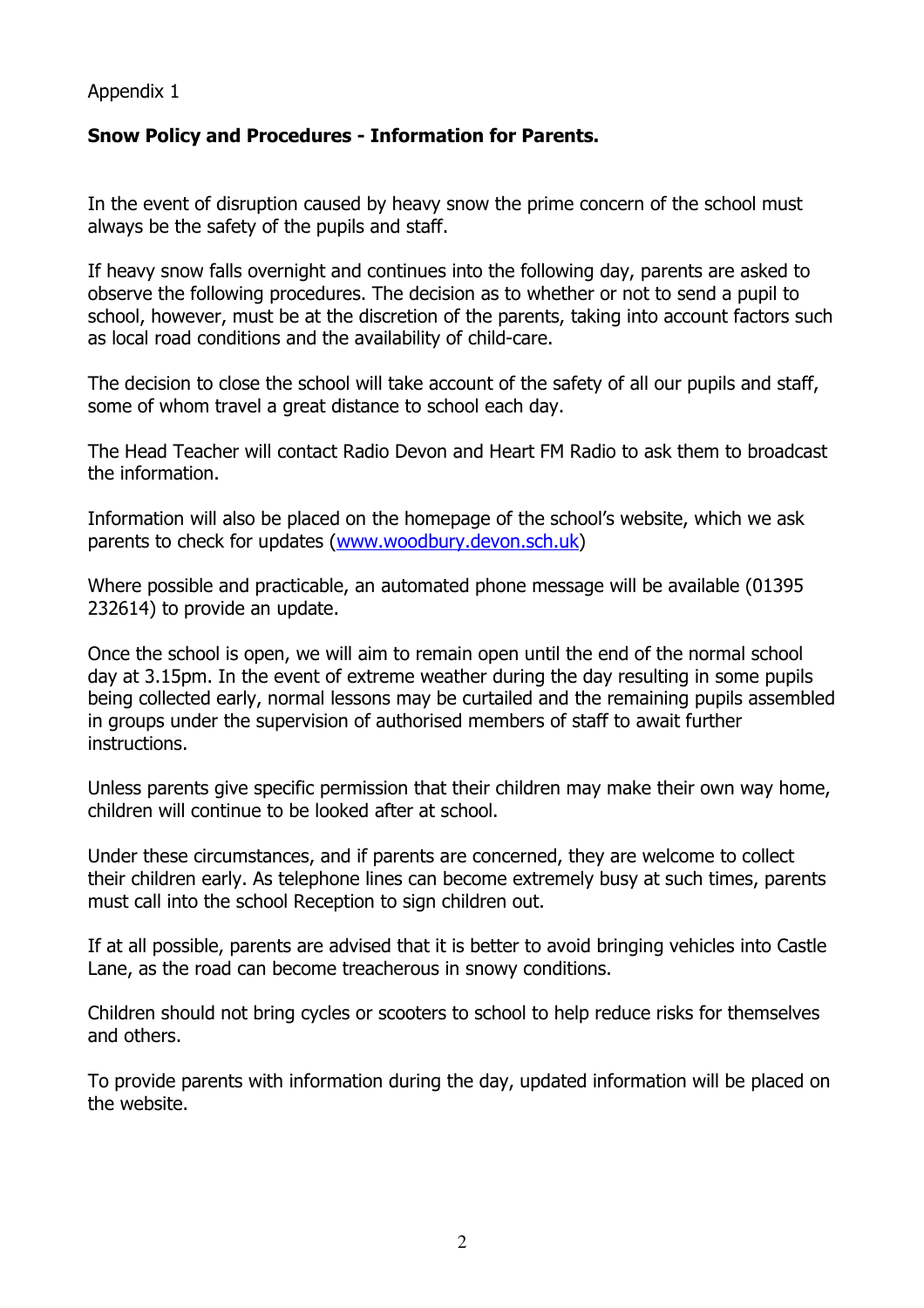Appendix 1

**Snow Policy and Procedures - Information for Parents.**

In the event of disruption caused by heavy snow the prime concern of the school must always be the safety of the pupils and staff.

If heavy snow falls overnight and continues into the following day, parents are asked to observe the following procedures. The decision as to whether or not to send a pupil to school, however, must be at the discretion of the parents, taking into account factors such as local road conditions and the availability of child-care.

The decision to close the school will take account of the safety of all our pupils and staff, some of whom travel a great distance to school each day.

The Head Teacher will contact Radio Devon and Heart FM Radio to ask them to broadcast the information.

Information will also be placed on the homepage of the school's website, which we ask parents to check for updates (www.woodbury.devon.sch.uk)

Where possible and practicable, an automated phone message will be available (01395 232614) to provide an update.

Once the school is open, we will aim to remain open until the end of the normal school day at 3.15pm. In the event of extreme weather during the day resulting in some pupils being collected early, normal lessons may be curtailed and the remaining pupils assembled in groups under the supervision of authorised members of staff to await further instructions.

Unless parents give specific permission that their children may make their own way home, children will continue to be looked after at school.

Under these circumstances, and if parents are concerned, they are welcome to collect their children early. As telephone lines can become extremely busy at such times, parents must call into the school Reception to sign children out.

If at all possible, parents are advised that it is better to avoid bringing vehicles into Castle Lane, as the road can become treacherous in snowy conditions.

Children should not bring cycles or scooters to school to help reduce risks for themselves and others.

To provide parents with information during the day, updated information will be placed on the website.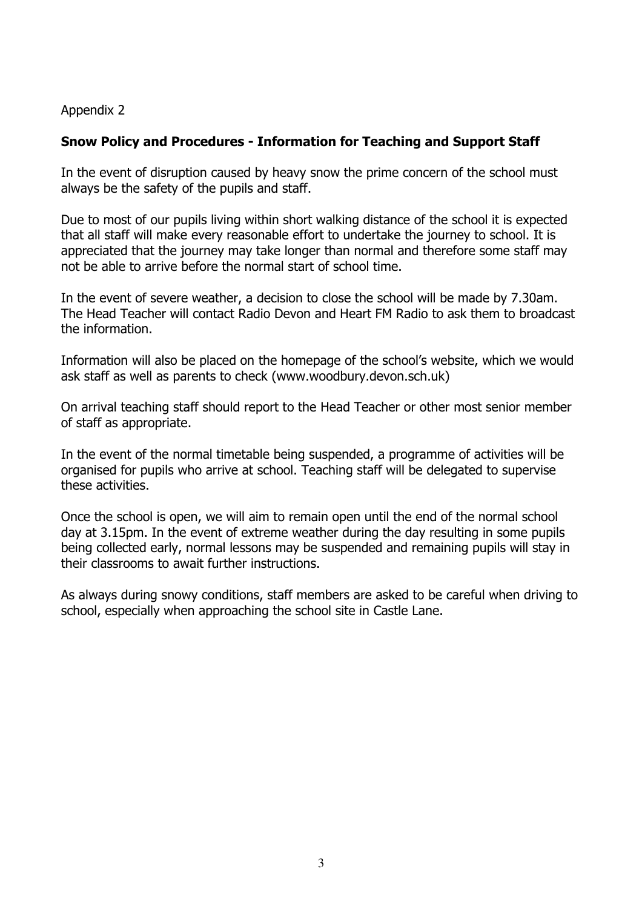Appendix 2

**Snow Policy and Procedures - Information for Teaching and Support Staff**

In the event of disruption caused by heavy snow the prime concern of the school must always be the safety of the pupils and staff.

Due to most of our pupils living within short walking distance of the school it is expected that all staff will make every reasonable effort to undertake the journey to school. It is appreciated that the journey may take longer than normal and therefore some staff may not be able to arrive before the normal start of school time.

In the event of severe weather, a decision to close the school will be made by 7.30am. The Head Teacher will contact Radio Devon and Heart FM Radio to ask them to broadcast the information.

Information will also be placed on the homepage of the school's website, which we would ask staff as well as parents to check (www.woodbury.devon.sch.uk)

On arrival teaching staff should report to the Head Teacher or other most senior member of staff as appropriate.

In the event of the normal timetable being suspended, a programme of activities will be organised for pupils who arrive at school. Teaching staff will be delegated to supervise these activities.

Once the school is open, we will aim to remain open until the end of the normal school day at 3.15pm. In the event of extreme weather during the day resulting in some pupils being collected early, normal lessons may be suspended and remaining pupils will stay in their classrooms to await further instructions.

As always during snowy conditions, staff members are asked to be careful when driving to school, especially when approaching the school site in Castle Lane.